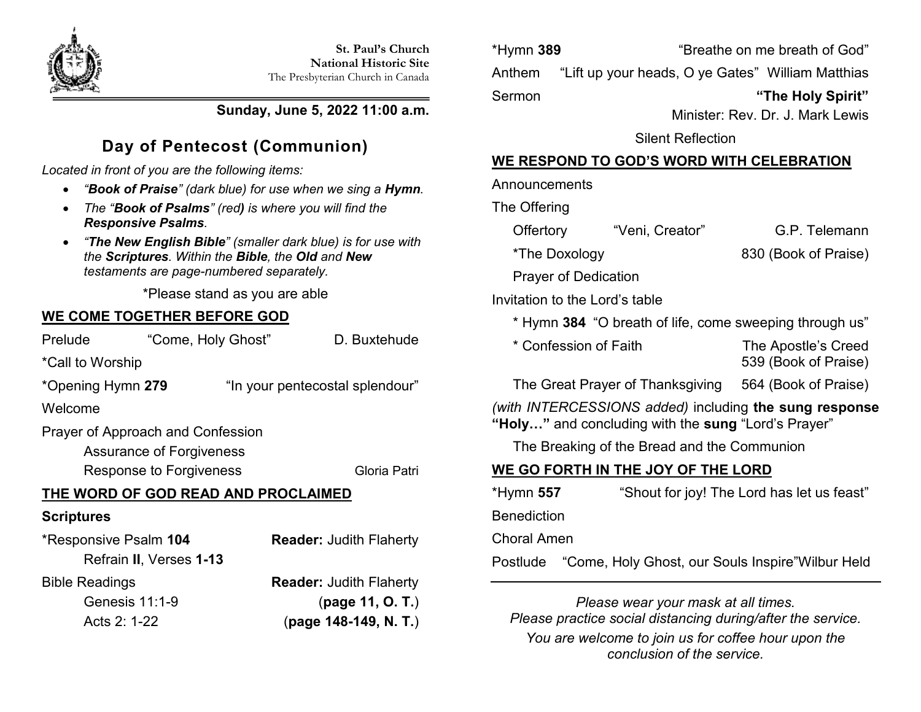**St. Paul's Church**
**National Historic Site**
The Presbyterian Church in Canada

**Sunday, June 5, 2022 11:00 a.m.**

# Day of Pentecost (Communion)

*Located in front of you are the following items:*

- *"**Book of Praise**" (dark blue) for use when we sing a **Hymn**.*
- *The "**Book of Psalms**" (red**)** is where you will find the **Responsive Psalms**.*
- *"**The New English Bible**" (smaller dark blue) is for use with the **Scriptures**. Within the **Bible**, the **Old** and **New** testaments are page-numbered separately.*

*Please stand as you are able

## WE COME TOGETHER BEFORE GOD

Prelude "Come, Holy Ghost" D. Buxtehude

*Call to Worship

*Opening Hymn **279** "In your pentecostal splendour"

Welcome

Prayer of Approach and Confession

Assurance of Forgiveness

Response to Forgiveness Gloria Patri

## THE WORD OF GOD READ AND PROCLAIMED

**Scriptures**

*Responsive Psalm **104** **Reader:** Judith Flaherty
Refrain **II**, Verses **1-13**

Bible Readings **Reader:** Judith Flaherty

Genesis 11:1-9 (**page 11, O. T.**)

Acts 2: 1-22 (**page 148-149, N. T.**)

*Hymn **389** "Breathe on me breath of God"

Anthem "Lift up your heads, O ye Gates" William Matthias

Sermon **"The Holy Spirit"**
Minister: Rev. Dr. J. Mark Lewis

Silent Reflection

## WE RESPOND TO GOD'S WORD WITH CELEBRATION

Announcements

The Offering

Offertory "Veni, Creator" G.P. Telemann

*The Doxology 830 (Book of Praise)

Prayer of Dedication

Invitation to the Lord's table

* Hymn **384** "O breath of life, come sweeping through us"

* Confession of Faith The Apostle's Creed
539 (Book of Praise)

The Great Prayer of Thanksgiving 564 (Book of Praise)

*(with INTERCESSIONS added)* including **the sung response "Holy…"** and concluding with the **sung** "Lord's Prayer"

The Breaking of the Bread and the Communion

## WE GO FORTH IN THE JOY OF THE LORD

*Hymn **557** "Shout for joy! The Lord has let us feast"

Benediction

Choral Amen

Postlude "Come, Holy Ghost, our Souls Inspire" Wilbur Held

---

*Please wear your mask at all times.*
*Please practice social distancing during/after the service.*
*You are welcome to join us for coffee hour upon the conclusion of the service.*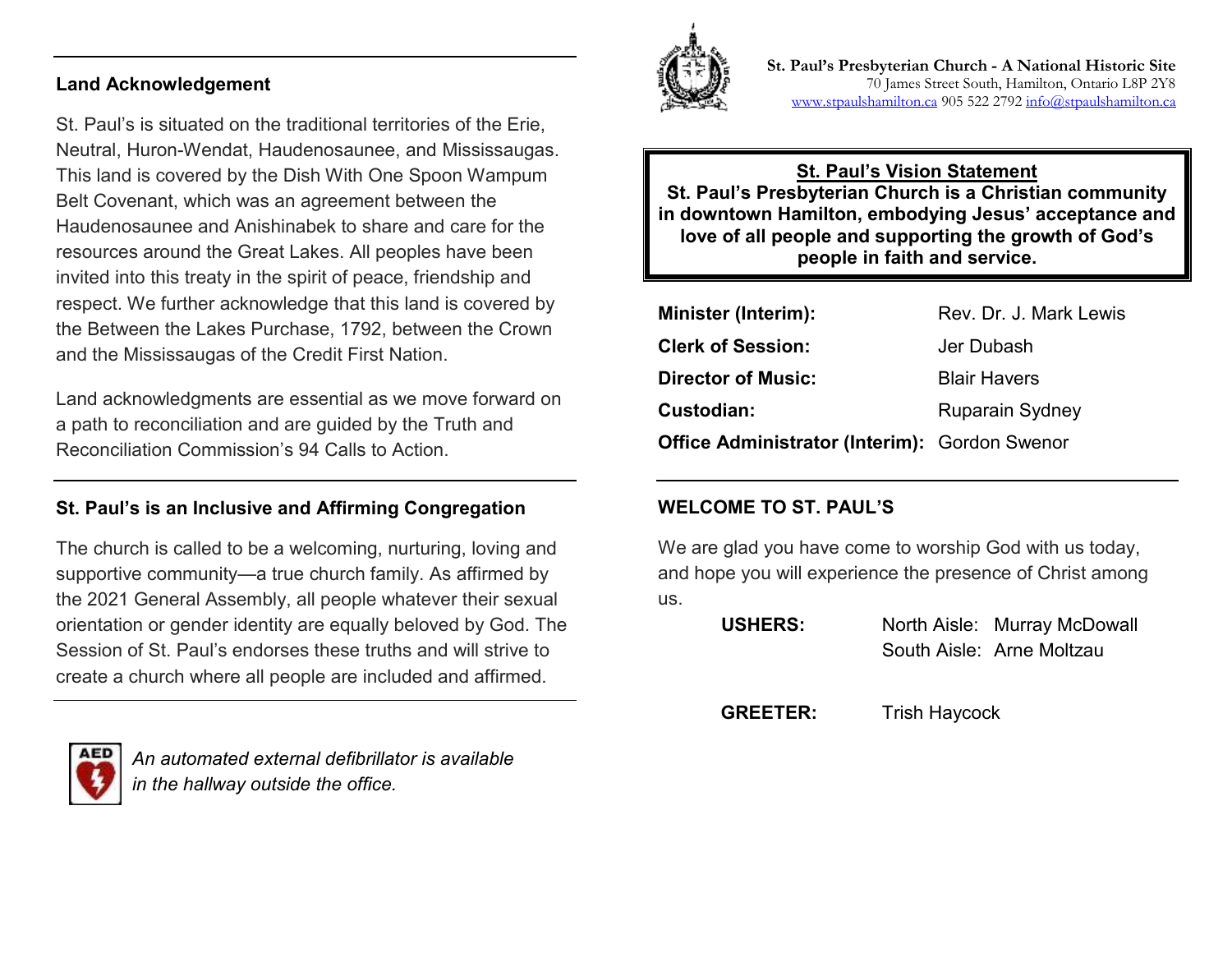## Land Acknowledgement

St. Paul's is situated on the traditional territories of the Erie, Neutral, Huron-Wendat, Haudenosaunee, and Mississaugas. This land is covered by the Dish With One Spoon Wampum Belt Covenant, which was an agreement between the Haudenosaunee and Anishinabek to share and care for the resources around the Great Lakes. All peoples have been invited into this treaty in the spirit of peace, friendship and respect. We further acknowledge that this land is covered by the Between the Lakes Purchase, 1792, between the Crown and the Mississaugas of the Credit First Nation.

Land acknowledgments are essential as we move forward on a path to reconciliation and are guided by the Truth and Reconciliation Commission's 94 Calls to Action.

## St. Paul's is an Inclusive and Affirming Congregation

The church is called to be a welcoming, nurturing, loving and supportive community—a true church family. As affirmed by the 2021 General Assembly, all people whatever their sexual orientation or gender identity are equally beloved by God. The Session of St. Paul's endorses these truths and will strive to create a church where all people are included and affirmed.

*An automated external defibrillator is available in the hallway outside the office.*

**St. Paul's Presbyterian Church - A National Historic Site**
70 James Street South, Hamilton, Ontario L8P 2Y8
www.stpaulshamilton.ca 905 522 2792 info@stpaulshamilton.ca

**St. Paul's Vision Statement**
**St. Paul's Presbyterian Church is a Christian community in downtown Hamilton, embodying Jesus' acceptance and love of all people and supporting the growth of God's people in faith and service.**

| | |
|---|---|
| **Minister (Interim):** | Rev. Dr. J. Mark Lewis |
| **Clerk of Session:** | Jer Dubash |
| **Director of Music:** | Blair Havers |
| **Custodian:** | Ruparain Sydney |
| **Office Administrator (Interim):** | Gordon Swenor |

## WELCOME TO ST. PAUL'S

We are glad you have come to worship God with us today, and hope you will experience the presence of Christ among us.

**USHERS:** North Aisle: Murray McDowall
South Aisle: Arne Moltzau

**GREETER:** Trish Haycock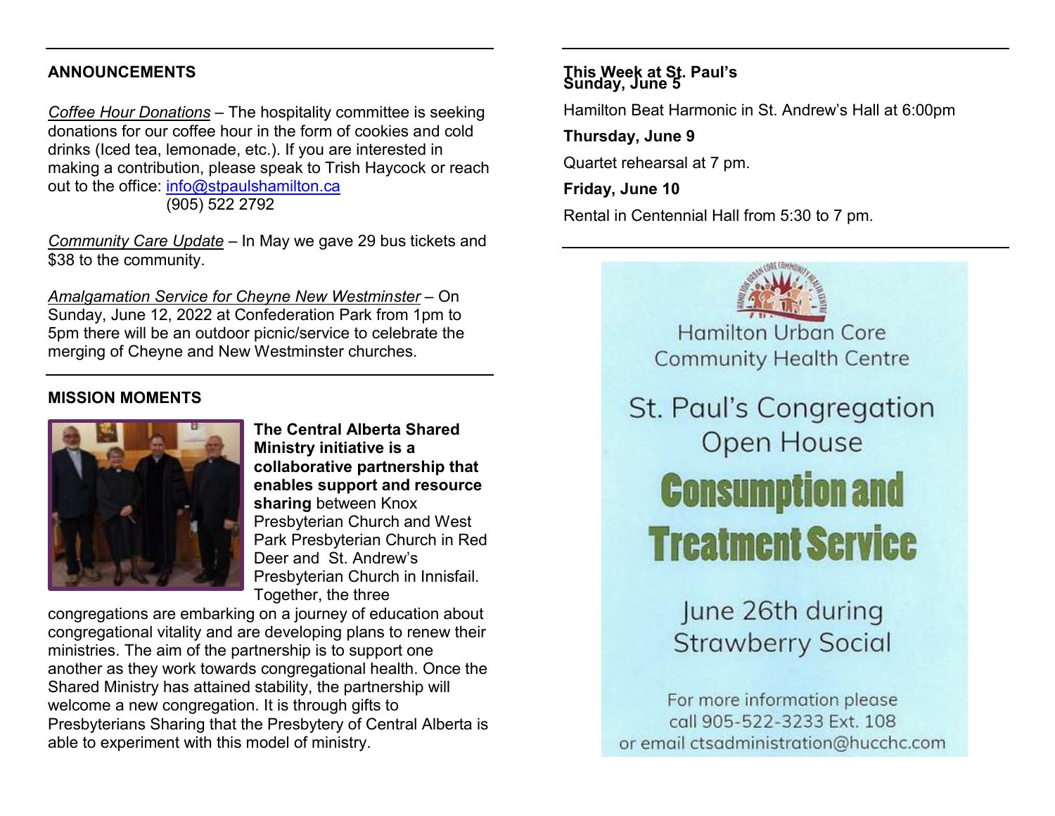## ANNOUNCEMENTS

*Coffee Hour Donations* – The hospitality committee is seeking donations for our coffee hour in the form of cookies and cold drinks (Iced tea, lemonade, etc.). If you are interested in making a contribution, please speak to Trish Haycock or reach out to the office: info@stpaulshamilton.ca
(905) 522 2792

*Community Care Update* – In May we gave 29 bus tickets and $38 to the community.

*Amalgamation Service for Cheyne New Westminster* – On Sunday, June 12, 2022 at Confederation Park from 1pm to 5pm there will be an outdoor picnic/service to celebrate the merging of Cheyne and New Westminster churches.

## MISSION MOMENTS

**The Central Alberta Shared Ministry initiative is a collaborative partnership that enables support and resource sharing** between Knox Presbyterian Church and West Park Presbyterian Church in Red Deer and St. Andrew's Presbyterian Church in Innisfail. Together, the three congregations are embarking on a journey of education about congregational vitality and are developing plans to renew their ministries. The aim of the partnership is to support one another as they work towards congregational health. Once the Shared Ministry has attained stability, the partnership will welcome a new congregation. It is through gifts to Presbyterians Sharing that the Presbytery of Central Alberta is able to experiment with this model of ministry.

## This Week at St. Paul's

**Sunday, June 5**

Hamilton Beat Harmonic in St. Andrew's Hall at 6:00pm

**Thursday, June 9**

Quartet rehearsal at 7 pm.

**Friday, June 10**

Rental in Centennial Hall from 5:30 to 7 pm.

Hamilton Urban Core Community Health Centre

St. Paul's Congregation Open House

**Consumption and Treatment Service**

June 26th during Strawberry Social

For more information please call 905-522-3233 Ext. 108 or email ctsadministration@hucchc.com